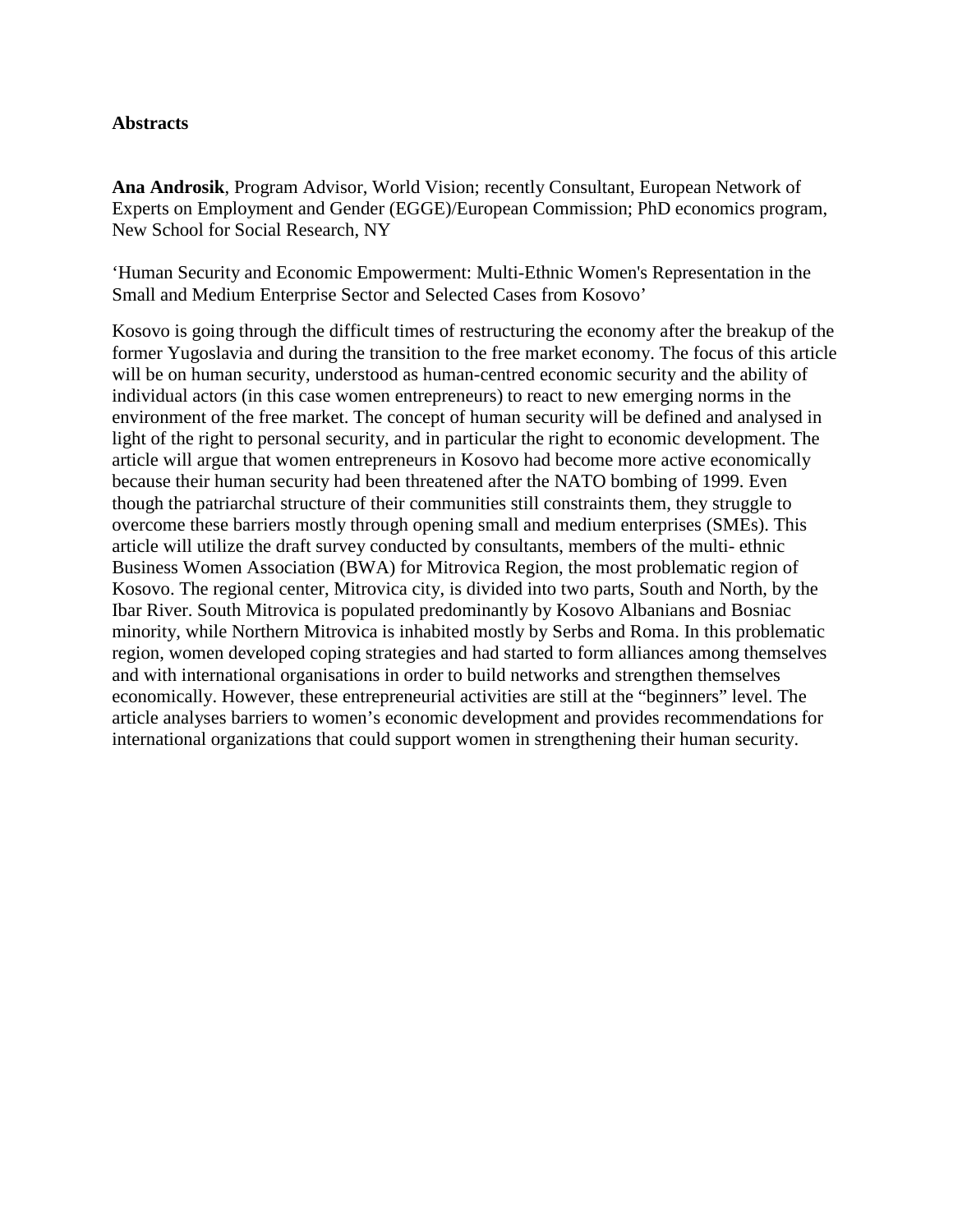**Abstracts**

**Ana Androsik**, Program Advisor, World Vision; recently Consultant, European Network of Experts on Employment and Gender (EGGE)/European Commission; PhD economics program, New School for Social Research, NY

'Human Security and Economic Empowerment: Multi-Ethnic Women's Representation in the Small and Medium Enterprise Sector and Selected Cases from Kosovo'

Kosovo is going through the difficult times of restructuring the economy after the breakup of the former Yugoslavia and during the transition to the free market economy. The focus of this article will be on human security, understood as human-centred economic security and the ability of individual actors (in this case women entrepreneurs) to react to new emerging norms in the environment of the free market. The concept of human security will be defined and analysed in light of the right to personal security, and in particular the right to economic development. The article will argue that women entrepreneurs in Kosovo had become more active economically because their human security had been threatened after the NATO bombing of 1999. Even though the patriarchal structure of their communities still constraints them, they struggle to overcome these barriers mostly through opening small and medium enterprises (SMEs). This article will utilize the draft survey conducted by consultants, members of the multi- ethnic Business Women Association (BWA) for Mitrovica Region, the most problematic region of Kosovo. The regional center, Mitrovica city, is divided into two parts, South and North, by the Ibar River. South Mitrovica is populated predominantly by Kosovo Albanians and Bosniac minority, while Northern Mitrovica is inhabited mostly by Serbs and Roma. In this problematic region, women developed coping strategies and had started to form alliances among themselves and with international organisations in order to build networks and strengthen themselves economically. However, these entrepreneurial activities are still at the "beginners" level. The article analyses barriers to women's economic development and provides recommendations for international organizations that could support women in strengthening their human security.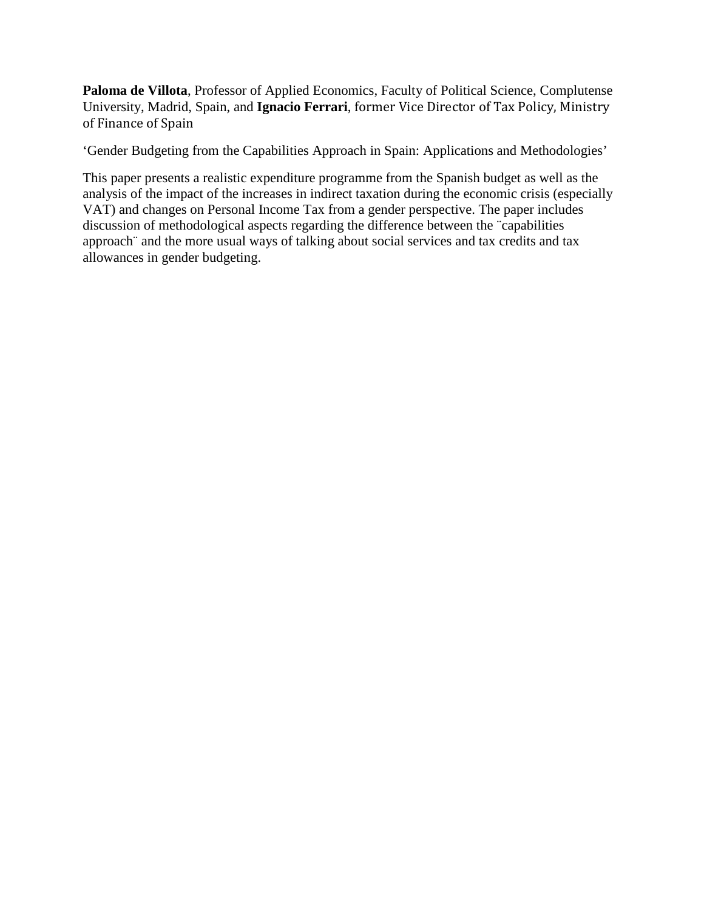**Paloma de Villota**, Professor of Applied Economics, Faculty of Political Science, Complutense University, Madrid, Spain, and **Ignacio Ferrari**, former Vice Director of Tax Policy, Ministry of Finance of Spain

'Gender Budgeting from the Capabilities Approach in Spain: Applications and Methodologies'

This paper presents a realistic expenditure programme from the Spanish budget as well as the analysis of the impact of the increases in indirect taxation during the economic crisis (especially VAT) and changes on Personal Income Tax from a gender perspective. The paper includes discussion of methodological aspects regarding the difference between the ¨capabilities approach¨ and the more usual ways of talking about social services and tax credits and tax allowances in gender budgeting.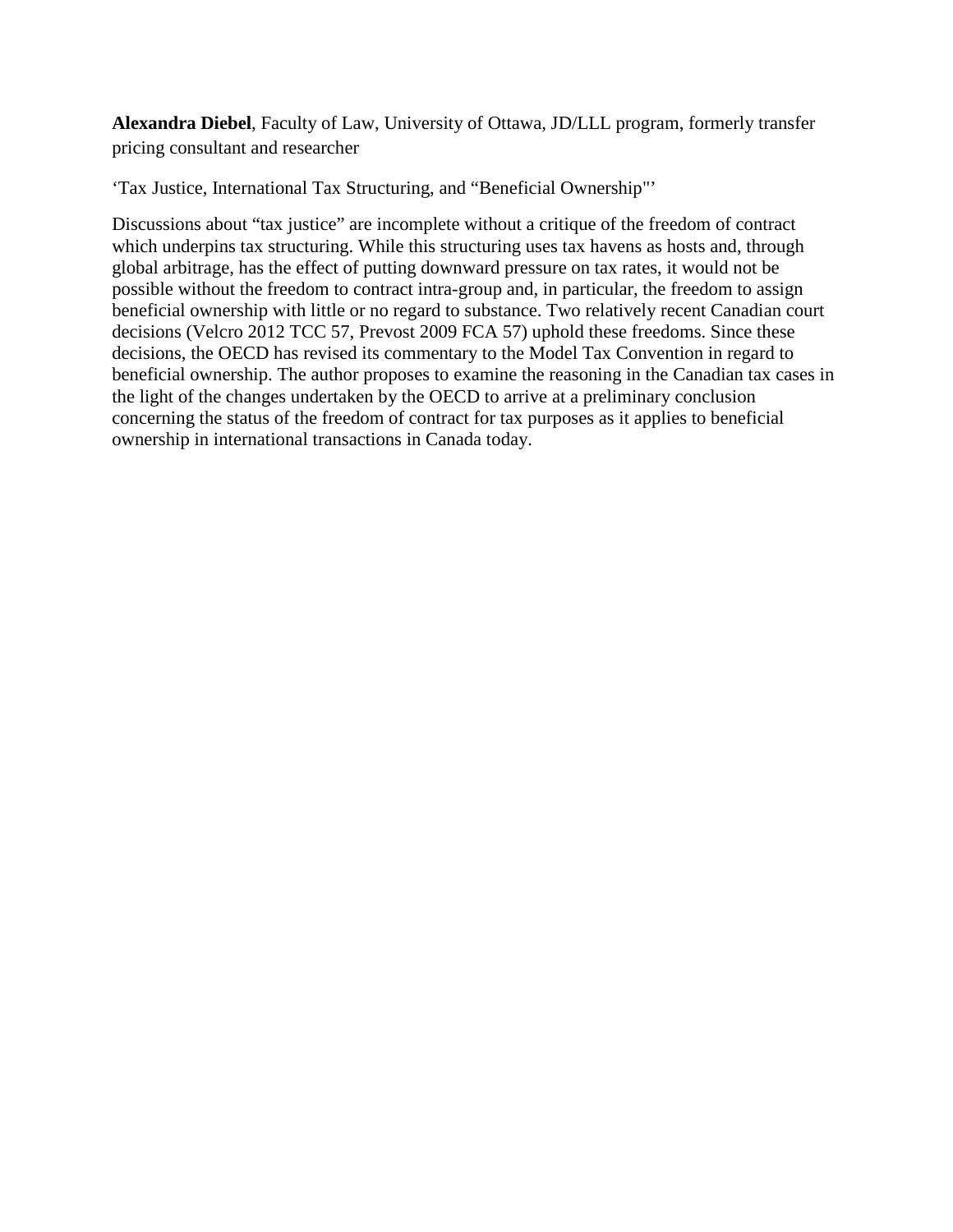**Alexandra Diebel**, Faculty of Law, University of Ottawa, JD/LLL program, formerly transfer pricing consultant and researcher

‘Tax Justice, International Tax Structuring, and “Beneficial Ownership"’

Discussions about “tax justice” are incomplete without a critique of the freedom of contract which underpins tax structuring. While this structuring uses tax havens as hosts and, through global arbitrage, has the effect of putting downward pressure on tax rates, it would not be possible without the freedom to contract intra-group and, in particular, the freedom to assign beneficial ownership with little or no regard to substance. Two relatively recent Canadian court decisions (Velcro 2012 TCC 57, Prevost 2009 FCA 57) uphold these freedoms. Since these decisions, the OECD has revised its commentary to the Model Tax Convention in regard to beneficial ownership. The author proposes to examine the reasoning in the Canadian tax cases in the light of the changes undertaken by the OECD to arrive at a preliminary conclusion concerning the status of the freedom of contract for tax purposes as it applies to beneficial ownership in international transactions in Canada today.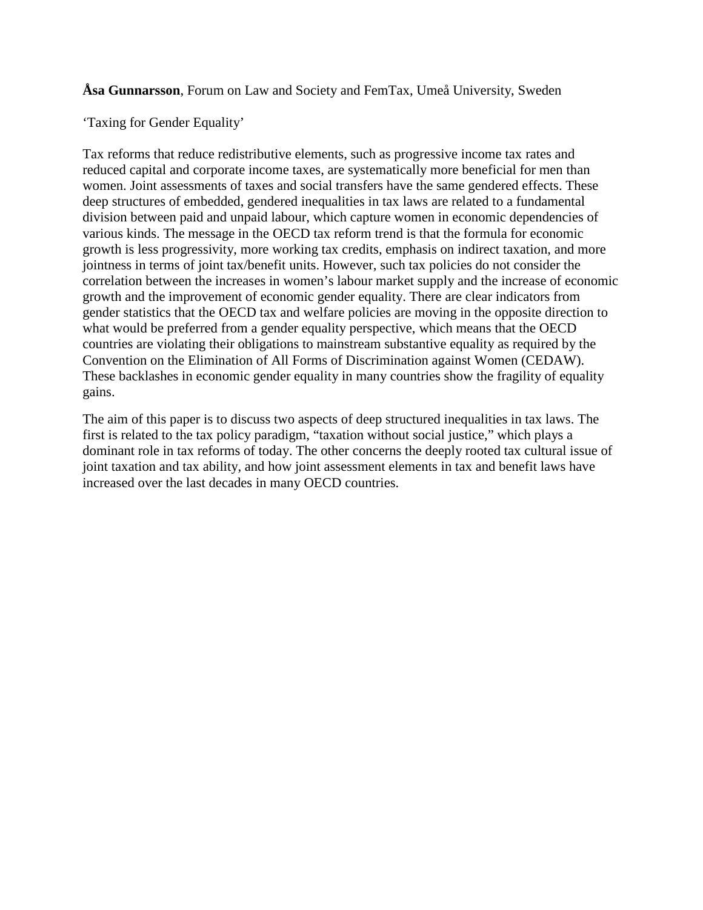**Åsa Gunnarsson**, Forum on Law and Society and FemTax, Umeå University, Sweden

‘Taxing for Gender Equality’

Tax reforms that reduce redistributive elements, such as progressive income tax rates and reduced capital and corporate income taxes, are systematically more beneficial for men than women. Joint assessments of taxes and social transfers have the same gendered effects. These deep structures of embedded, gendered inequalities in tax laws are related to a fundamental division between paid and unpaid labour, which capture women in economic dependencies of various kinds. The message in the OECD tax reform trend is that the formula for economic growth is less progressivity, more working tax credits, emphasis on indirect taxation, and more jointness in terms of joint tax/benefit units. However, such tax policies do not consider the correlation between the increases in women’s labour market supply and the increase of economic growth and the improvement of economic gender equality. There are clear indicators from gender statistics that the OECD tax and welfare policies are moving in the opposite direction to what would be preferred from a gender equality perspective, which means that the OECD countries are violating their obligations to mainstream substantive equality as required by the Convention on the Elimination of All Forms of Discrimination against Women (CEDAW). These backlashes in economic gender equality in many countries show the fragility of equality gains.

The aim of this paper is to discuss two aspects of deep structured inequalities in tax laws. The first is related to the tax policy paradigm, “taxation without social justice,” which plays a dominant role in tax reforms of today. The other concerns the deeply rooted tax cultural issue of joint taxation and tax ability, and how joint assessment elements in tax and benefit laws have increased over the last decades in many OECD countries.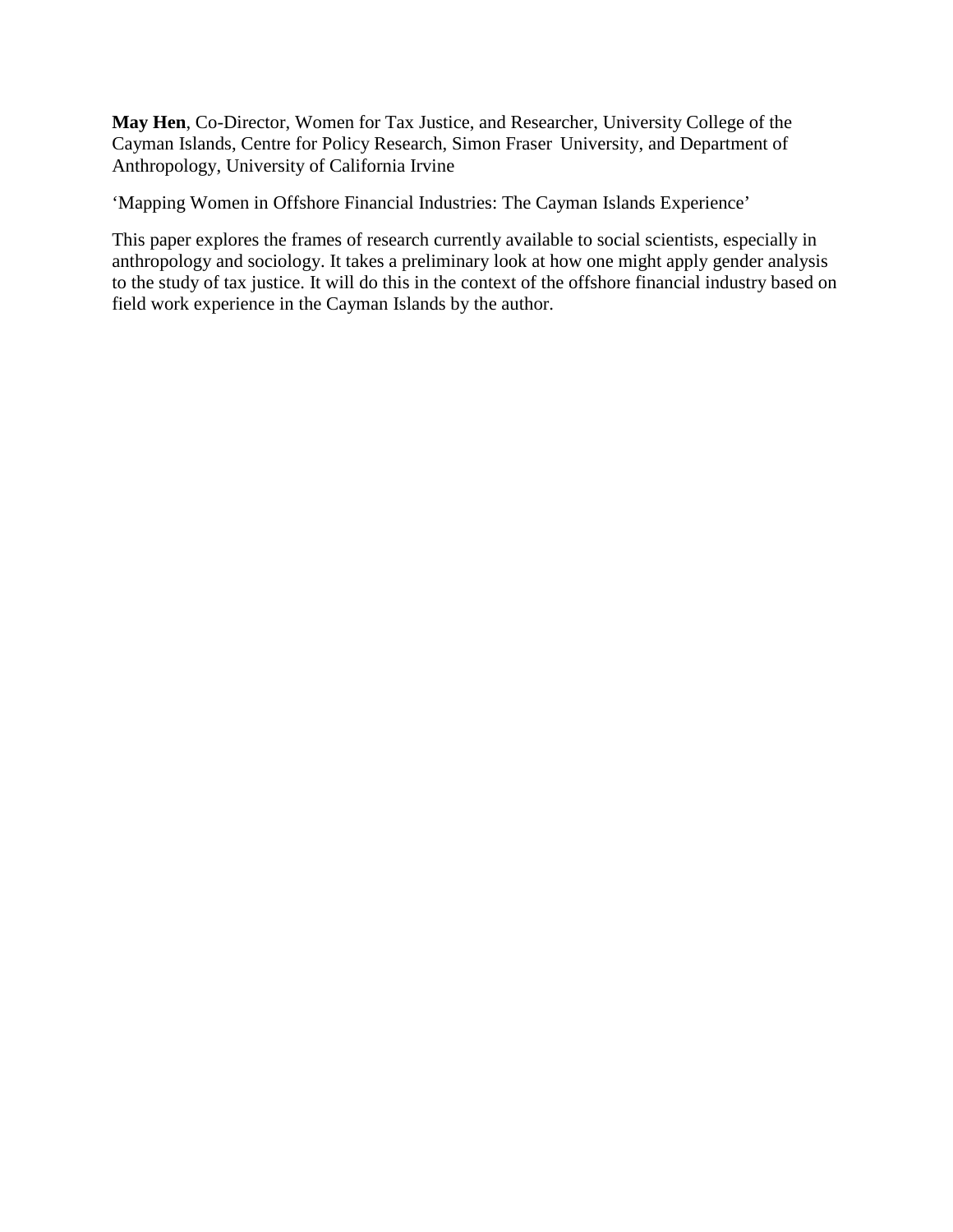**May Hen**, Co-Director, Women for Tax Justice, and Researcher, University College of the Cayman Islands, Centre for Policy Research, Simon Fraser University, and Department of Anthropology, University of California Irvine

'Mapping Women in Offshore Financial Industries: The Cayman Islands Experience'

This paper explores the frames of research currently available to social scientists, especially in anthropology and sociology. It takes a preliminary look at how one might apply gender analysis to the study of tax justice. It will do this in the context of the offshore financial industry based on field work experience in the Cayman Islands by the author.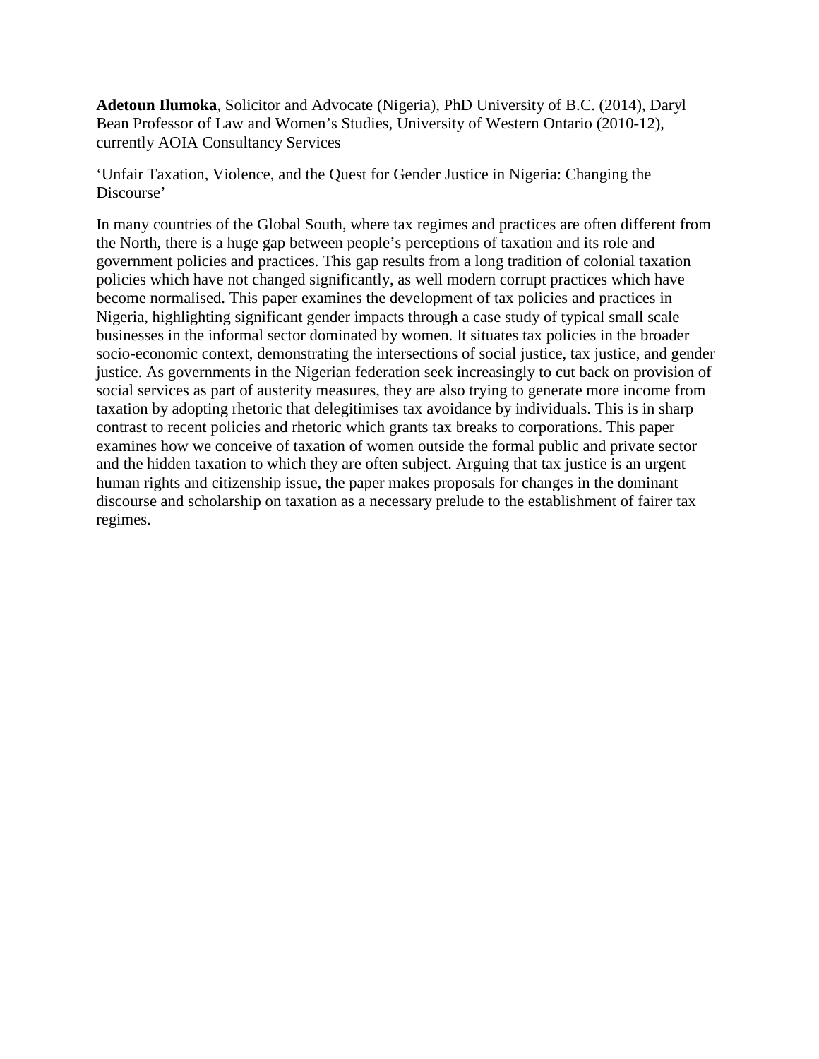**Adetoun Ilumoka**, Solicitor and Advocate (Nigeria), PhD University of B.C. (2014), Daryl Bean Professor of Law and Women's Studies, University of Western Ontario (2010-12), currently AOIA Consultancy Services

'Unfair Taxation, Violence, and the Quest for Gender Justice in Nigeria: Changing the Discourse'

In many countries of the Global South, where tax regimes and practices are often different from the North, there is a huge gap between people's perceptions of taxation and its role and government policies and practices. This gap results from a long tradition of colonial taxation policies which have not changed significantly, as well modern corrupt practices which have become normalised. This paper examines the development of tax policies and practices in Nigeria, highlighting significant gender impacts through a case study of typical small scale businesses in the informal sector dominated by women. It situates tax policies in the broader socio-economic context, demonstrating the intersections of social justice, tax justice, and gender justice. As governments in the Nigerian federation seek increasingly to cut back on provision of social services as part of austerity measures, they are also trying to generate more income from taxation by adopting rhetoric that delegitimises tax avoidance by individuals. This is in sharp contrast to recent policies and rhetoric which grants tax breaks to corporations. This paper examines how we conceive of taxation of women outside the formal public and private sector and the hidden taxation to which they are often subject. Arguing that tax justice is an urgent human rights and citizenship issue, the paper makes proposals for changes in the dominant discourse and scholarship on taxation as a necessary prelude to the establishment of fairer tax regimes.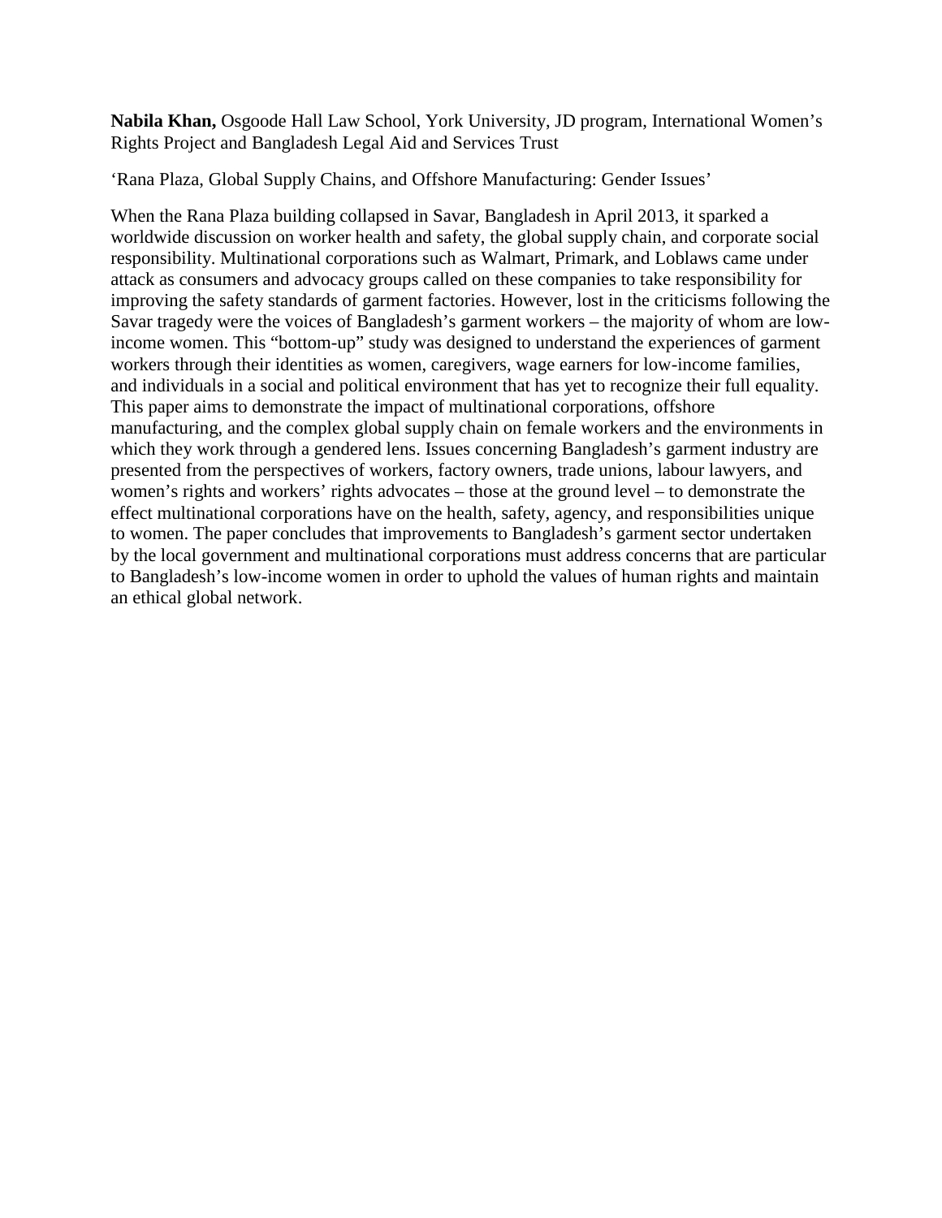**Nabila Khan,** Osgoode Hall Law School, York University, JD program, International Women's Rights Project and Bangladesh Legal Aid and Services Trust

'Rana Plaza, Global Supply Chains, and Offshore Manufacturing: Gender Issues'

When the Rana Plaza building collapsed in Savar, Bangladesh in April 2013, it sparked a worldwide discussion on worker health and safety, the global supply chain, and corporate social responsibility. Multinational corporations such as Walmart, Primark, and Loblaws came under attack as consumers and advocacy groups called on these companies to take responsibility for improving the safety standards of garment factories. However, lost in the criticisms following the Savar tragedy were the voices of Bangladesh's garment workers – the majority of whom are low-income women. This "bottom-up" study was designed to understand the experiences of garment workers through their identities as women, caregivers, wage earners for low-income families, and individuals in a social and political environment that has yet to recognize their full equality. This paper aims to demonstrate the impact of multinational corporations, offshore manufacturing, and the complex global supply chain on female workers and the environments in which they work through a gendered lens. Issues concerning Bangladesh's garment industry are presented from the perspectives of workers, factory owners, trade unions, labour lawyers, and women's rights and workers' rights advocates – those at the ground level – to demonstrate the effect multinational corporations have on the health, safety, agency, and responsibilities unique to women. The paper concludes that improvements to Bangladesh's garment sector undertaken by the local government and multinational corporations must address concerns that are particular to Bangladesh's low-income women in order to uphold the values of human rights and maintain an ethical global network.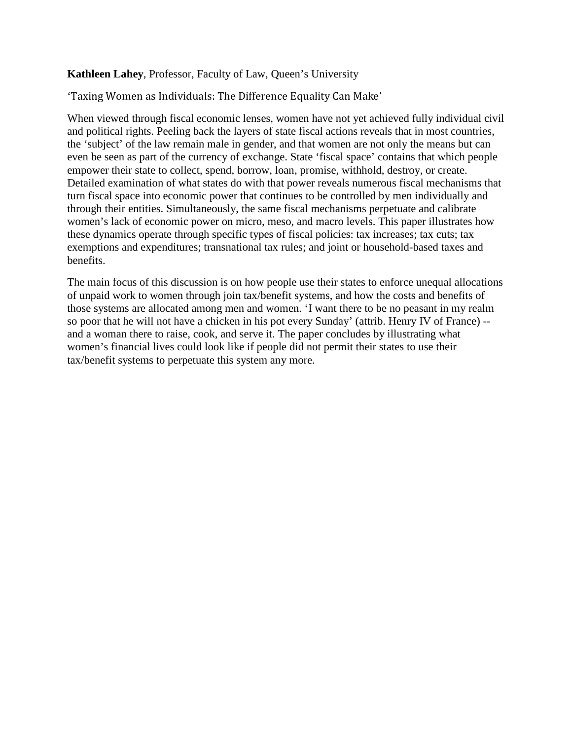**Kathleen Lahey**, Professor, Faculty of Law, Queen's University

'Taxing Women as Individuals: The Difference Equality Can Make'

When viewed through fiscal economic lenses, women have not yet achieved fully individual civil and political rights. Peeling back the layers of state fiscal actions reveals that in most countries, the 'subject' of the law remain male in gender, and that women are not only the means but can even be seen as part of the currency of exchange. State 'fiscal space' contains that which people empower their state to collect, spend, borrow, loan, promise, withhold, destroy, or create. Detailed examination of what states do with that power reveals numerous fiscal mechanisms that turn fiscal space into economic power that continues to be controlled by men individually and through their entities. Simultaneously, the same fiscal mechanisms perpetuate and calibrate women's lack of economic power on micro, meso, and macro levels. This paper illustrates how these dynamics operate through specific types of fiscal policies: tax increases; tax cuts; tax exemptions and expenditures; transnational tax rules; and joint or household-based taxes and benefits.

The main focus of this discussion is on how people use their states to enforce unequal allocations of unpaid work to women through join tax/benefit systems, and how the costs and benefits of those systems are allocated among men and women. 'I want there to be no peasant in my realm so poor that he will not have a chicken in his pot every Sunday' (attrib. Henry IV of France) -- and a woman there to raise, cook, and serve it. The paper concludes by illustrating what women's financial lives could look like if people did not permit their states to use their tax/benefit systems to perpetuate this system any more.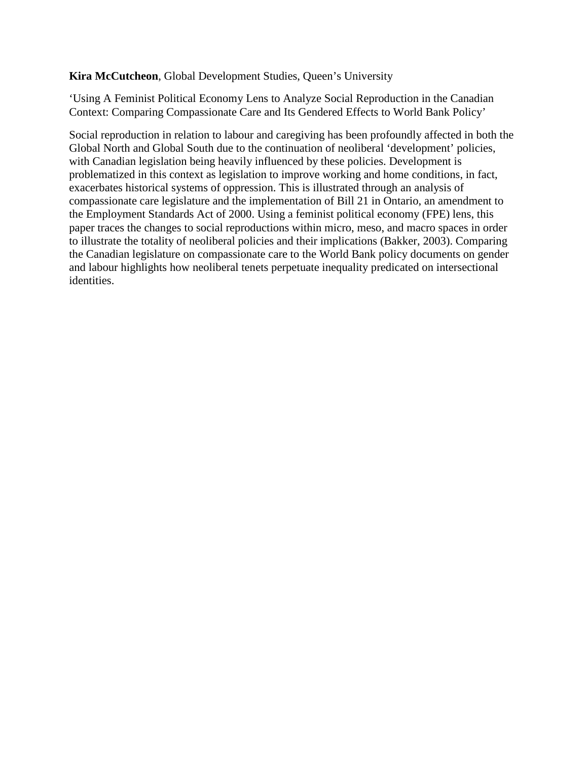**Kira McCutcheon**, Global Development Studies, Queen's University

'Using A Feminist Political Economy Lens to Analyze Social Reproduction in the Canadian Context: Comparing Compassionate Care and Its Gendered Effects to World Bank Policy'

Social reproduction in relation to labour and caregiving has been profoundly affected in both the Global North and Global South due to the continuation of neoliberal 'development' policies, with Canadian legislation being heavily influenced by these policies. Development is problematized in this context as legislation to improve working and home conditions, in fact, exacerbates historical systems of oppression. This is illustrated through an analysis of compassionate care legislature and the implementation of Bill 21 in Ontario, an amendment to the Employment Standards Act of 2000. Using a feminist political economy (FPE) lens, this paper traces the changes to social reproductions within micro, meso, and macro spaces in order to illustrate the totality of neoliberal policies and their implications (Bakker, 2003). Comparing the Canadian legislature on compassionate care to the World Bank policy documents on gender and labour highlights how neoliberal tenets perpetuate inequality predicated on intersectional identities.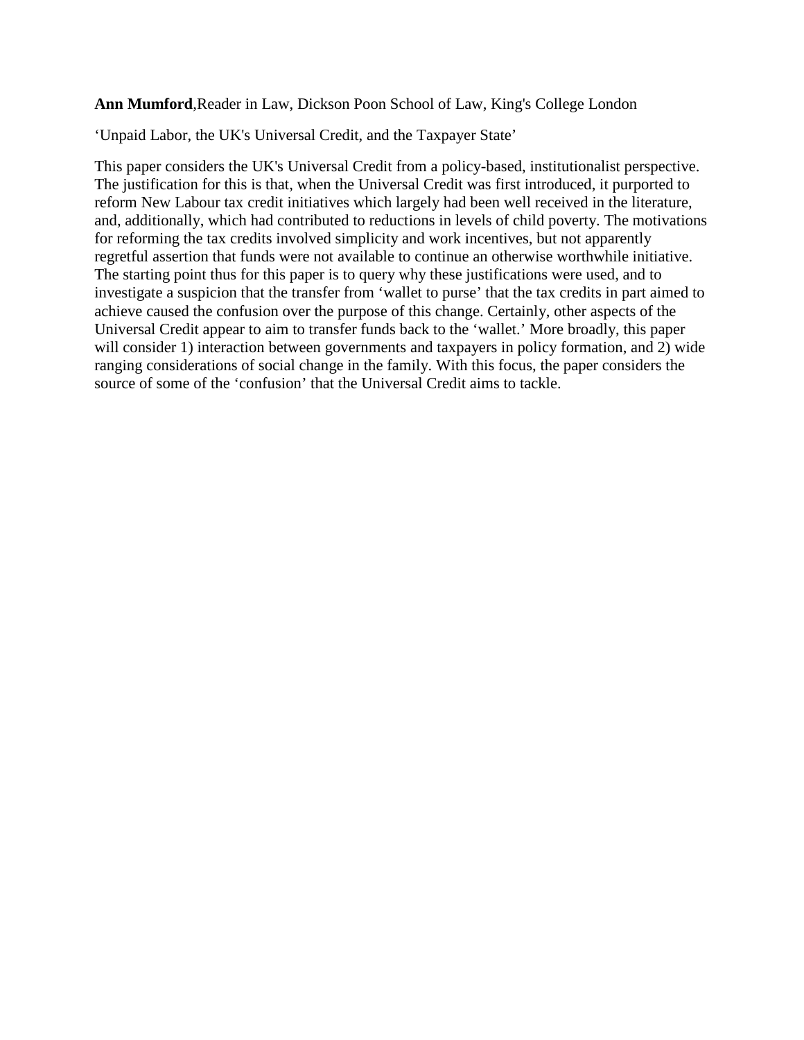**Ann Mumford**,Reader in Law, Dickson Poon School of Law, King's College London

'Unpaid Labor, the UK's Universal Credit, and the Taxpayer State'

This paper considers the UK's Universal Credit from a policy-based, institutionalist perspective. The justification for this is that, when the Universal Credit was first introduced, it purported to reform New Labour tax credit initiatives which largely had been well received in the literature, and, additionally, which had contributed to reductions in levels of child poverty. The motivations for reforming the tax credits involved simplicity and work incentives, but not apparently regretful assertion that funds were not available to continue an otherwise worthwhile initiative. The starting point thus for this paper is to query why these justifications were used, and to investigate a suspicion that the transfer from 'wallet to purse' that the tax credits in part aimed to achieve caused the confusion over the purpose of this change. Certainly, other aspects of the Universal Credit appear to aim to transfer funds back to the 'wallet.' More broadly, this paper will consider 1) interaction between governments and taxpayers in policy formation, and 2) wide ranging considerations of social change in the family. With this focus, the paper considers the source of some of the 'confusion' that the Universal Credit aims to tackle.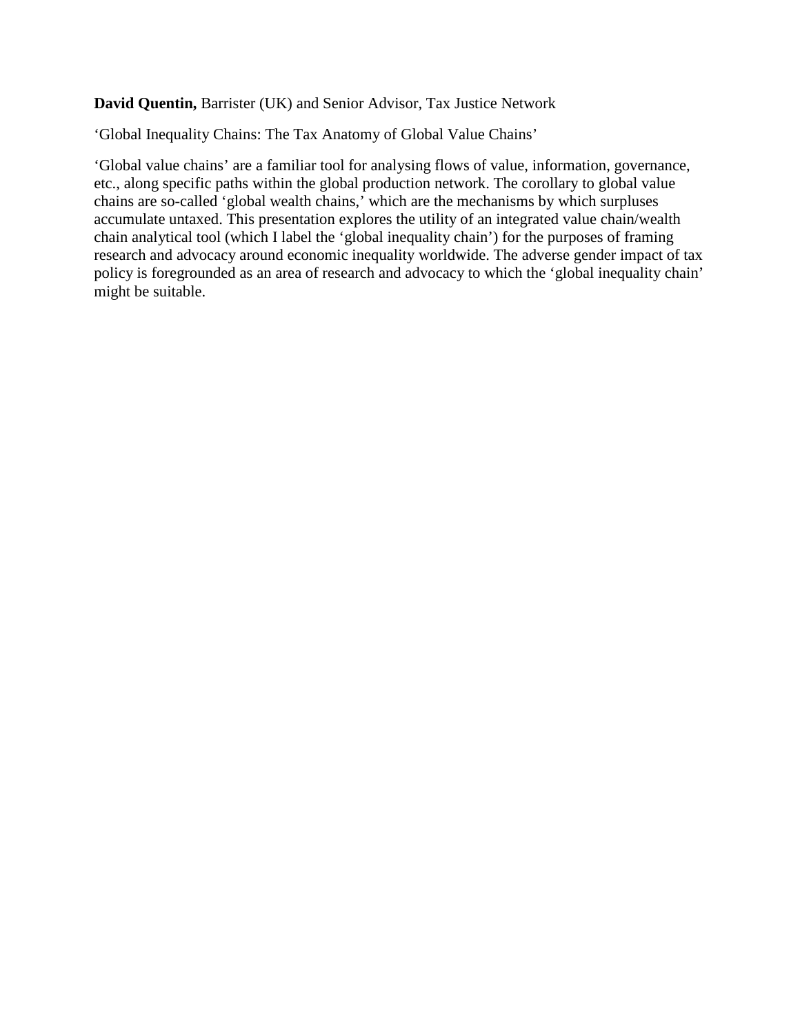**David Quentin,** Barrister (UK) and Senior Advisor, Tax Justice Network

‘Global Inequality Chains: The Tax Anatomy of Global Value Chains’

‘Global value chains’ are a familiar tool for analysing flows of value, information, governance, etc., along specific paths within the global production network. The corollary to global value chains are so-called ‘global wealth chains,’ which are the mechanisms by which surpluses accumulate untaxed. This presentation explores the utility of an integrated value chain/wealth chain analytical tool (which I label the ‘global inequality chain’) for the purposes of framing research and advocacy around economic inequality worldwide. The adverse gender impact of tax policy is foregrounded as an area of research and advocacy to which the ‘global inequality chain’ might be suitable.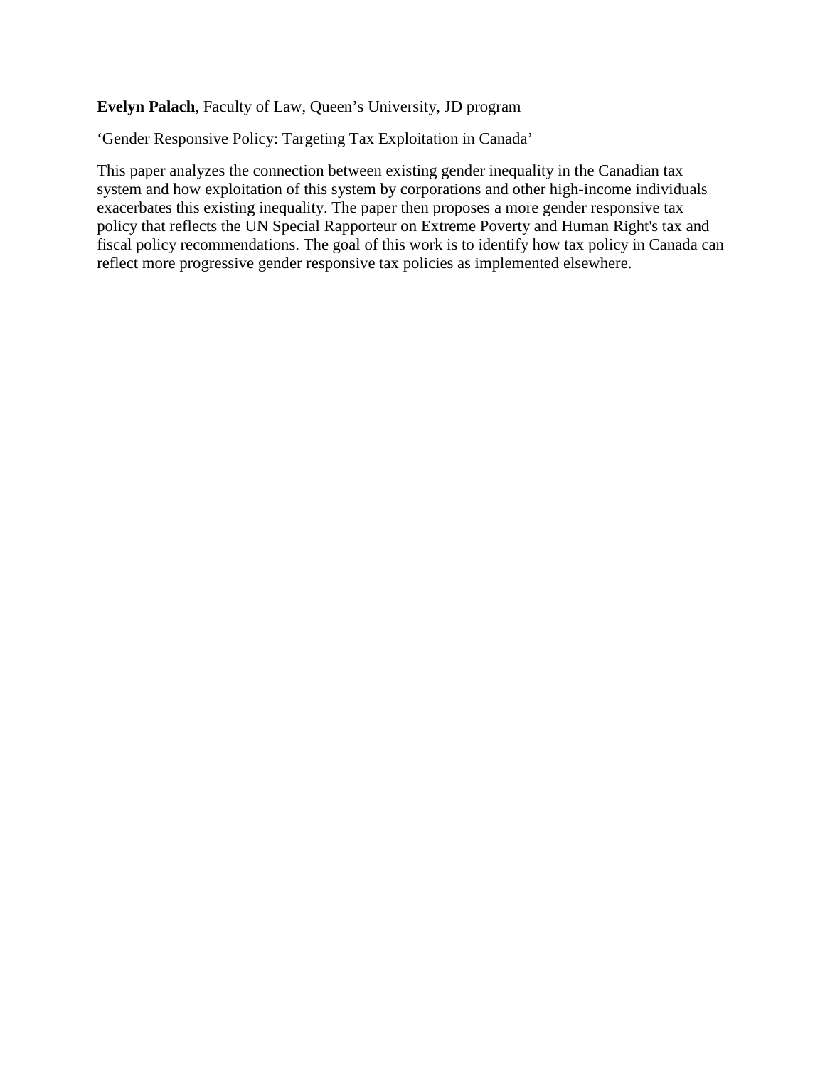**Evelyn Palach**, Faculty of Law, Queen's University, JD program

'Gender Responsive Policy: Targeting Tax Exploitation in Canada'

This paper analyzes the connection between existing gender inequality in the Canadian tax system and how exploitation of this system by corporations and other high-income individuals exacerbates this existing inequality. The paper then proposes a more gender responsive tax policy that reflects the UN Special Rapporteur on Extreme Poverty and Human Right's tax and fiscal policy recommendations. The goal of this work is to identify how tax policy in Canada can reflect more progressive gender responsive tax policies as implemented elsewhere.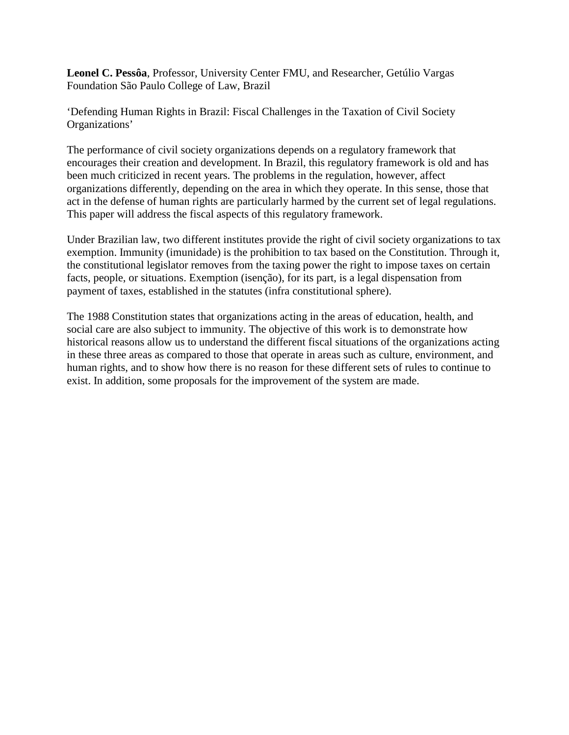**Leonel C. Pessôa**, Professor, University Center FMU, and Researcher, Getúlio Vargas Foundation São Paulo College of Law, Brazil

'Defending Human Rights in Brazil: Fiscal Challenges in the Taxation of Civil Society Organizations'

The performance of civil society organizations depends on a regulatory framework that encourages their creation and development. In Brazil, this regulatory framework is old and has been much criticized in recent years. The problems in the regulation, however, affect organizations differently, depending on the area in which they operate. In this sense, those that act in the defense of human rights are particularly harmed by the current set of legal regulations. This paper will address the fiscal aspects of this regulatory framework.

Under Brazilian law, two different institutes provide the right of civil society organizations to tax exemption. Immunity (imunidade) is the prohibition to tax based on the Constitution. Through it, the constitutional legislator removes from the taxing power the right to impose taxes on certain facts, people, or situations. Exemption (isenção), for its part, is a legal dispensation from payment of taxes, established in the statutes (infra constitutional sphere).

The 1988 Constitution states that organizations acting in the areas of education, health, and social care are also subject to immunity. The objective of this work is to demonstrate how historical reasons allow us to understand the different fiscal situations of the organizations acting in these three areas as compared to those that operate in areas such as culture, environment, and human rights, and to show how there is no reason for these different sets of rules to continue to exist. In addition, some proposals for the improvement of the system are made.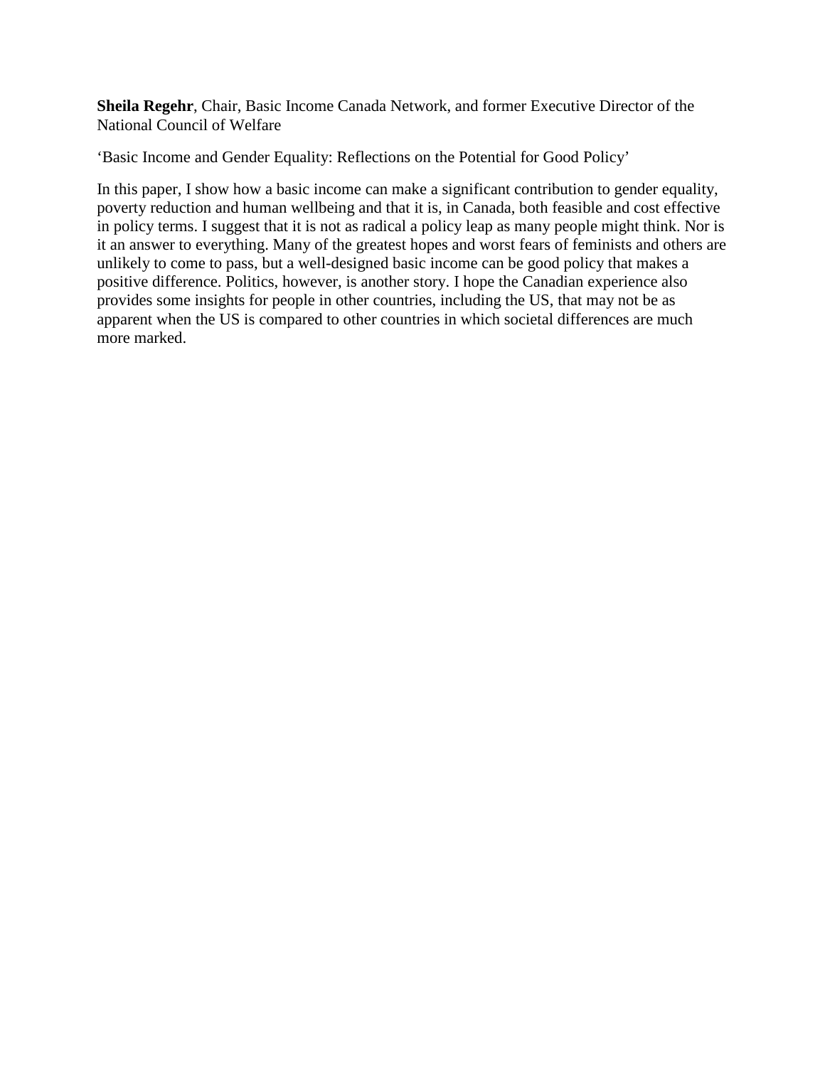**Sheila Regehr**, Chair, Basic Income Canada Network, and former Executive Director of the National Council of Welfare

'Basic Income and Gender Equality: Reflections on the Potential for Good Policy'

In this paper, I show how a basic income can make a significant contribution to gender equality, poverty reduction and human wellbeing and that it is, in Canada, both feasible and cost effective in policy terms. I suggest that it is not as radical a policy leap as many people might think. Nor is it an answer to everything. Many of the greatest hopes and worst fears of feminists and others are unlikely to come to pass, but a well-designed basic income can be good policy that makes a positive difference. Politics, however, is another story. I hope the Canadian experience also provides some insights for people in other countries, including the US, that may not be as apparent when the US is compared to other countries in which societal differences are much more marked.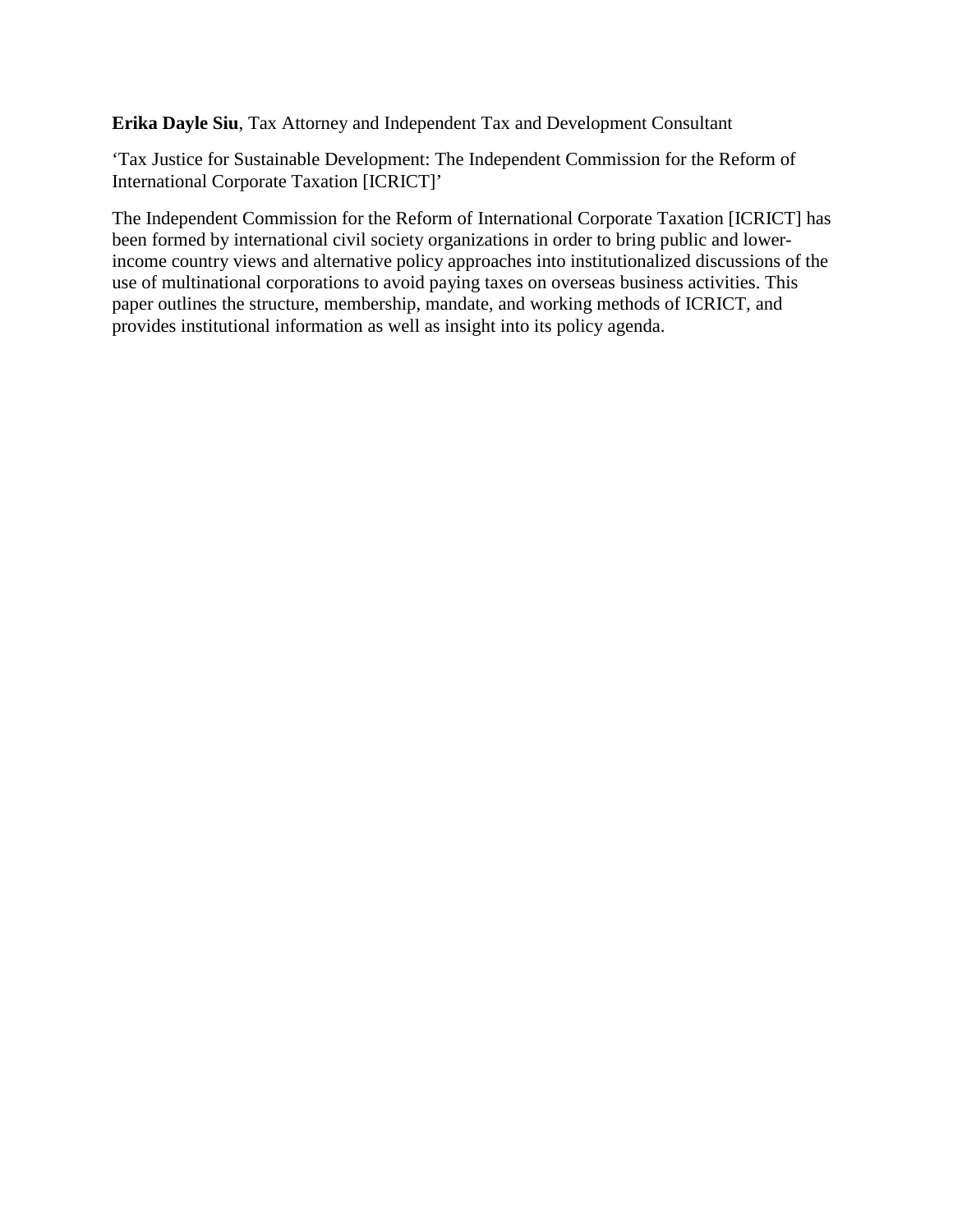**Erika Dayle Siu**, Tax Attorney and Independent Tax and Development Consultant

'Tax Justice for Sustainable Development: The Independent Commission for the Reform of International Corporate Taxation [ICRICT]'

The Independent Commission for the Reform of International Corporate Taxation [ICRICT] has been formed by international civil society organizations in order to bring public and lower-income country views and alternative policy approaches into institutionalized discussions of the use of multinational corporations to avoid paying taxes on overseas business activities. This paper outlines the structure, membership, mandate, and working methods of ICRICT, and provides institutional information as well as insight into its policy agenda.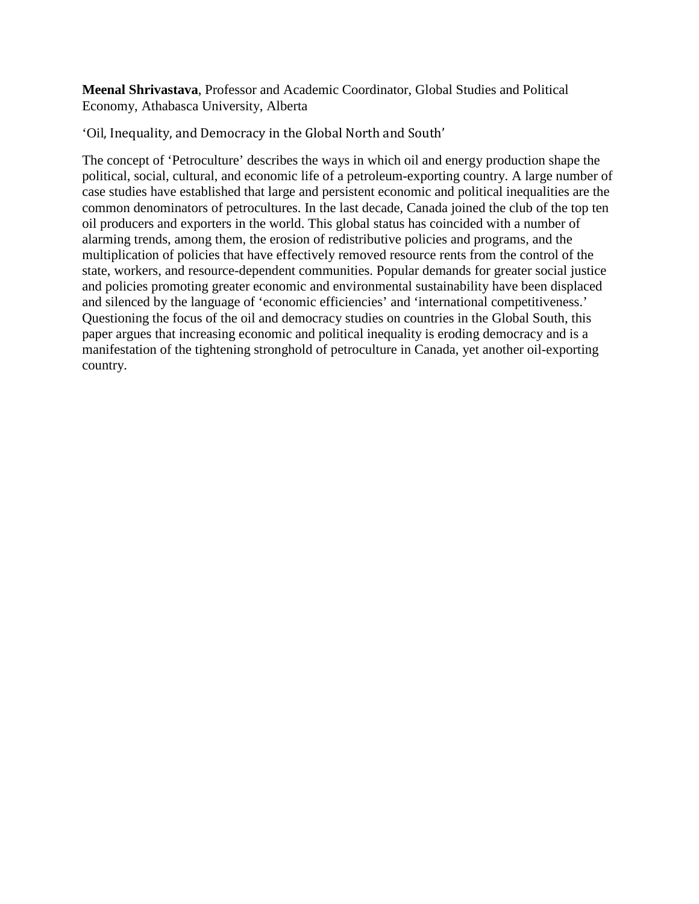**Meenal Shrivastava**, Professor and Academic Coordinator, Global Studies and Political Economy, Athabasca University, Alberta

'Oil, Inequality, and Democracy in the Global North and South'

The concept of 'Petroculture' describes the ways in which oil and energy production shape the political, social, cultural, and economic life of a petroleum-exporting country. A large number of case studies have established that large and persistent economic and political inequalities are the common denominators of petrocultures. In the last decade, Canada joined the club of the top ten oil producers and exporters in the world. This global status has coincided with a number of alarming trends, among them, the erosion of redistributive policies and programs, and the multiplication of policies that have effectively removed resource rents from the control of the state, workers, and resource-dependent communities. Popular demands for greater social justice and policies promoting greater economic and environmental sustainability have been displaced and silenced by the language of 'economic efficiencies' and 'international competitiveness.' Questioning the focus of the oil and democracy studies on countries in the Global South, this paper argues that increasing economic and political inequality is eroding democracy and is a manifestation of the tightening stronghold of petroculture in Canada, yet another oil-exporting country.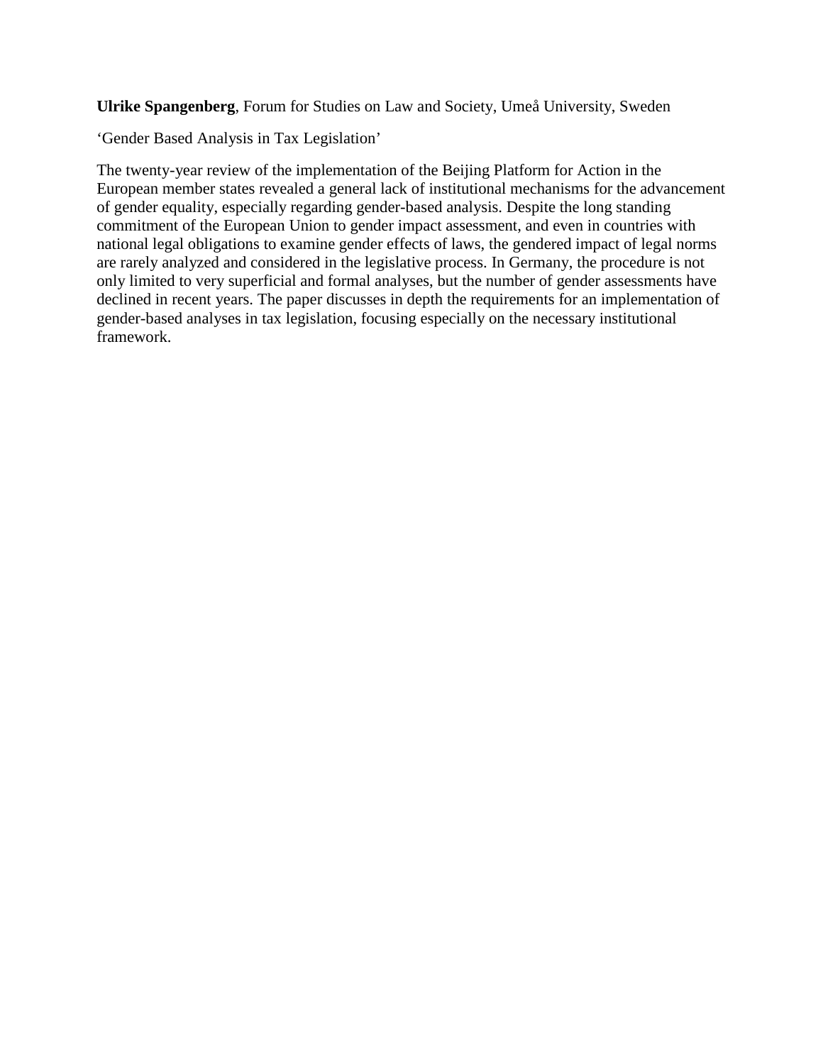**Ulrike Spangenberg**, Forum for Studies on Law and Society, Umeå University, Sweden

‘Gender Based Analysis in Tax Legislation’

The twenty-year review of the implementation of the Beijing Platform for Action in the European member states revealed a general lack of institutional mechanisms for the advancement of gender equality, especially regarding gender-based analysis. Despite the long standing commitment of the European Union to gender impact assessment, and even in countries with national legal obligations to examine gender effects of laws, the gendered impact of legal norms are rarely analyzed and considered in the legislative process. In Germany, the procedure is not only limited to very superficial and formal analyses, but the number of gender assessments have declined in recent years. The paper discusses in depth the requirements for an implementation of gender-based analyses in tax legislation, focusing especially on the necessary institutional framework.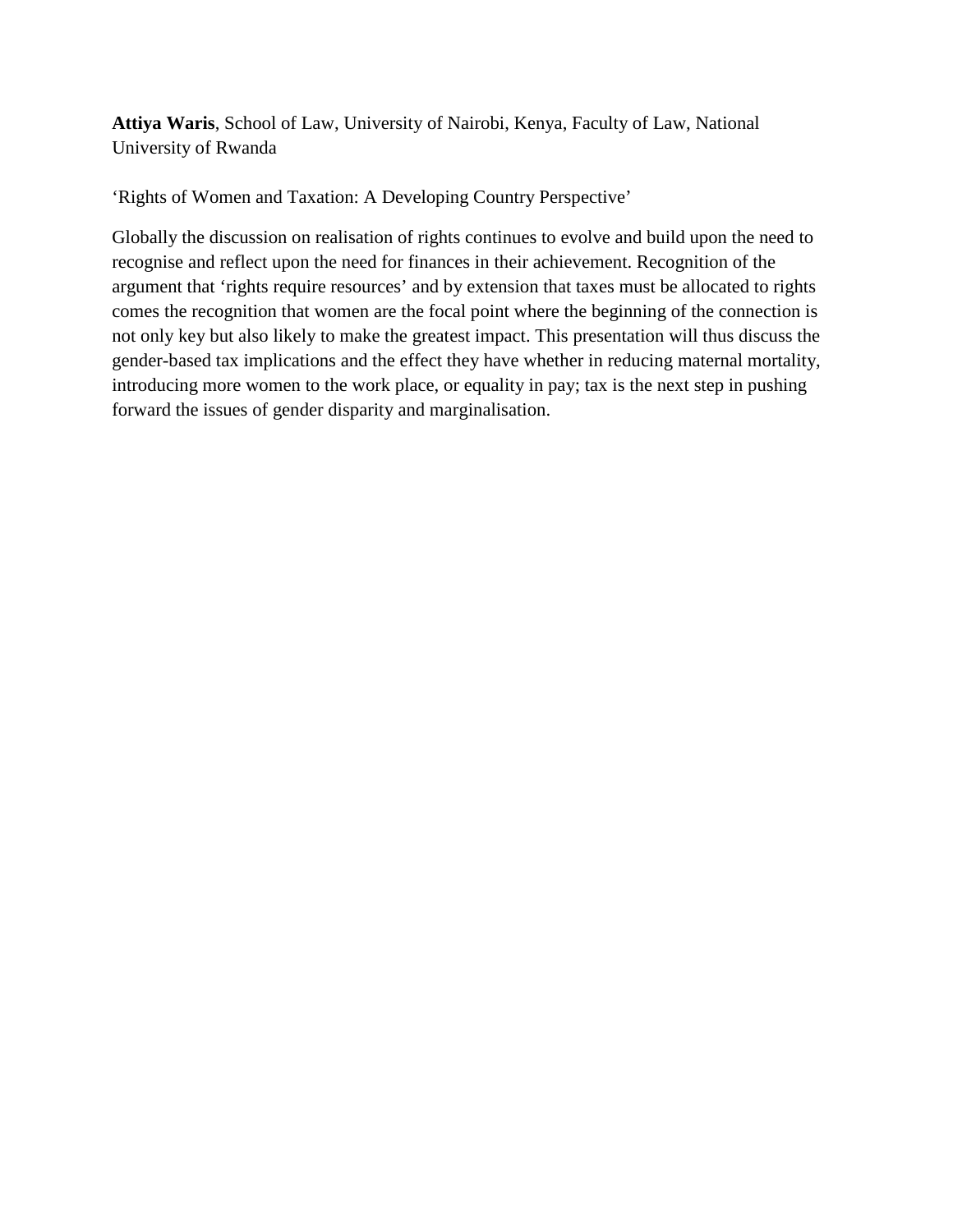**Attiya Waris**, School of Law, University of Nairobi, Kenya, Faculty of Law, National University of Rwanda

'Rights of Women and Taxation: A Developing Country Perspective'

Globally the discussion on realisation of rights continues to evolve and build upon the need to recognise and reflect upon the need for finances in their achievement. Recognition of the argument that 'rights require resources' and by extension that taxes must be allocated to rights comes the recognition that women are the focal point where the beginning of the connection is not only key but also likely to make the greatest impact. This presentation will thus discuss the gender-based tax implications and the effect they have whether in reducing maternal mortality, introducing more women to the work place, or equality in pay; tax is the next step in pushing forward the issues of gender disparity and marginalisation.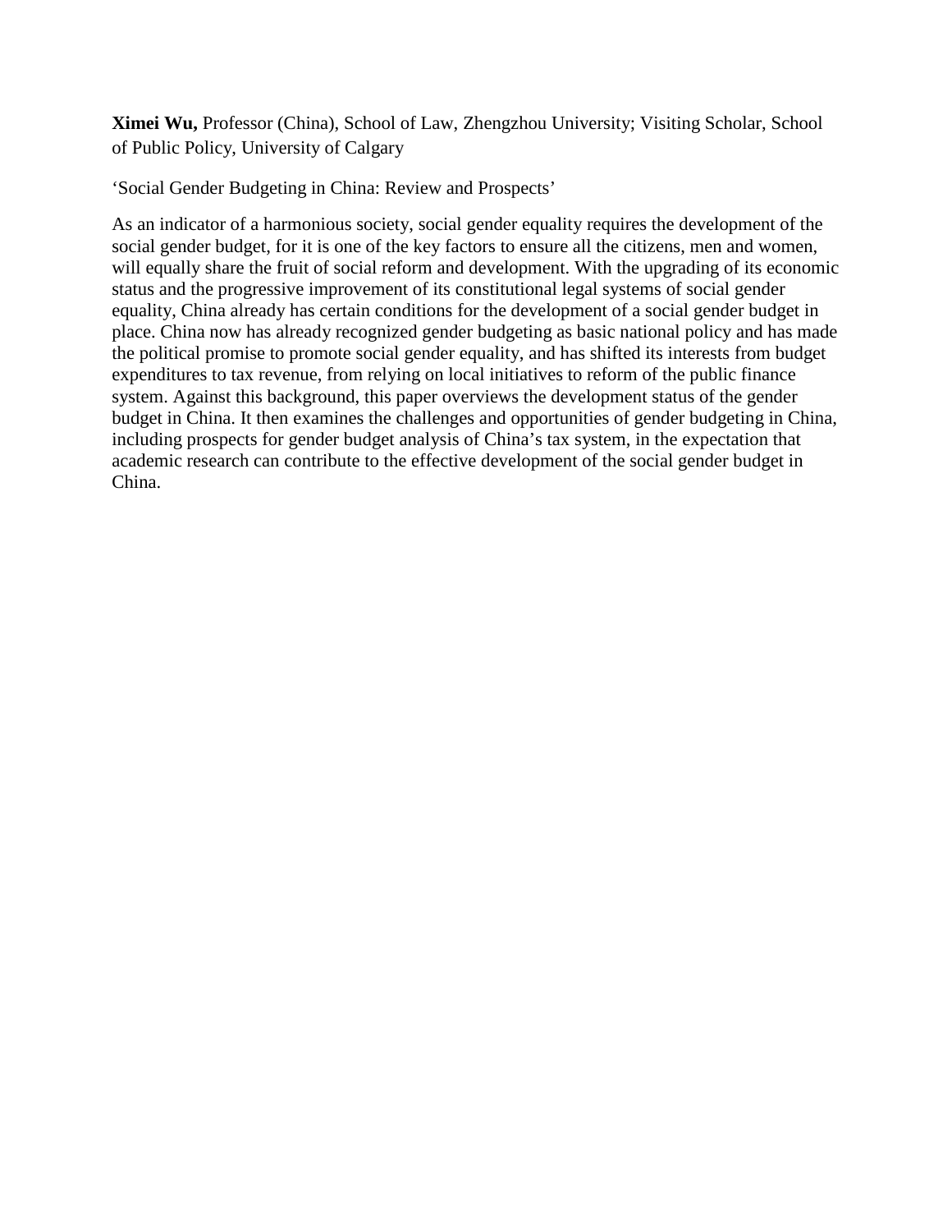**Ximei Wu,** Professor (China), School of Law, Zhengzhou University; Visiting Scholar, School of Public Policy, University of Calgary

'Social Gender Budgeting in China: Review and Prospects'

As an indicator of a harmonious society, social gender equality requires the development of the social gender budget, for it is one of the key factors to ensure all the citizens, men and women, will equally share the fruit of social reform and development. With the upgrading of its economic status and the progressive improvement of its constitutional legal systems of social gender equality, China already has certain conditions for the development of a social gender budget in place. China now has already recognized gender budgeting as basic national policy and has made the political promise to promote social gender equality, and has shifted its interests from budget expenditures to tax revenue, from relying on local initiatives to reform of the public finance system. Against this background, this paper overviews the development status of the gender budget in China. It then examines the challenges and opportunities of gender budgeting in China, including prospects for gender budget analysis of China's tax system, in the expectation that academic research can contribute to the effective development of the social gender budget in China.